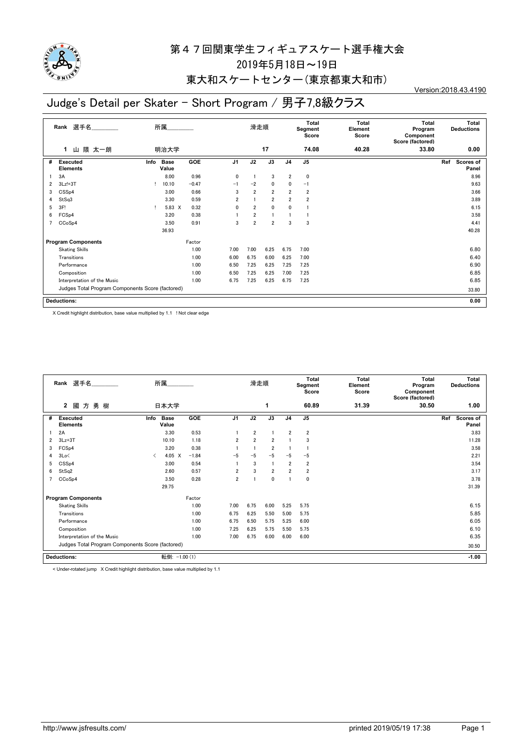# 第４７回関東学生フィギュアスケート選手権大会

2019年5月18日～19日

東大和スケートセンター（東京都東大和市）

Version:2018.43.4190

## Judge's Detail per Skater - Short Program / 男子7,8級クラス

| Rank | 選手名 | 所属 | 滑走順 | Total Segment Score | Total Element Score | Total Program Component Score (factored) | Total Deductions |
|---|---|---|---|---|---|---|---|
| 1 | 山 隈 太一朗 | 明治大学 | 17 | 74.08 | 40.28 | 33.80 | 0.00 |

| # | Executed Elements | Info | Base Value | | GOE | J1 | J2 | J3 | J4 | J5 | Ref | Scores of Panel |
|---|---|---|---|---|---|---|---|---|---|---|---|---|
| 1 | 3A | | 8.00 | | 0.96 | 0 | 1 | 3 | 2 | 0 | | 8.96 |
| 2 | 3Lz!+3T | ! | 10.10 | | −0.47 | −1 | −2 | 0 | 0 | −1 | | 9.63 |
| 3 | CSSp4 | | 3.00 | | 0.66 | 3 | 2 | 2 | 2 | 2 | | 3.66 |
| 4 | StSq3 | | 3.30 | | 0.59 | 2 | 1 | 2 | 2 | 2 | | 3.89 |
| 5 | 3F! | ! | 5.83 | X | 0.32 | 0 | 2 | 0 | 0 | 1 | | 6.15 |
| 6 | FCSp4 | | 3.20 | | 0.38 | 1 | 2 | 1 | 1 | 1 | | 3.58 |
| 7 | CCoSp4 | | 3.50 | | 0.91 | 3 | 2 | 2 | 3 | 3 | | 4.41 |
| | | | 36.93 | | | | | | | | | 40.28 |

| Program Components | Factor | J1 | J2 | J3 | J4 | J5 | |
|---|---|---|---|---|---|---|---|
| Skating Skills | 1.00 | 7.00 | 7.00 | 6.25 | 6.75 | 7.00 | 6.80 |
| Transitions | 1.00 | 6.00 | 6.75 | 6.00 | 6.25 | 7.00 | 6.40 |
| Performance | 1.00 | 6.50 | 7.25 | 6.25 | 7.25 | 7.25 | 6.90 |
| Composition | 1.00 | 6.50 | 7.25 | 6.25 | 7.00 | 7.25 | 6.85 |
| Interpretation of the Music | 1.00 | 6.75 | 7.25 | 6.25 | 6.75 | 7.25 | 6.85 |
| Judges Total Program Components Score (factored) | | | | | | | 33.80 |

| Deductions: | 0.00 |
|---|---|

X Credit highlight distribution, base value multiplied by 1.1 ! Not clear edge

| Rank | 選手名 | 所属 | 滑走順 | Total Segment Score | Total Element Score | Total Program Component Score (factored) | Total Deductions |
|---|---|---|---|---|---|---|---|
| 2 | 國 方 勇 樹 | 日本大学 | 1 | 60.89 | 31.39 | 30.50 | 1.00 |

| # | Executed Elements | Info | Base Value | | GOE | J1 | J2 | J3 | J4 | J5 | Ref | Scores of Panel |
|---|---|---|---|---|---|---|---|---|---|---|---|---|
| 1 | 2A | | 3.30 | | 0.53 | 1 | 2 | 1 | 2 | 2 | | 3.83 |
| 2 | 3Lz+3T | | 10.10 | | 1.18 | 2 | 2 | 2 | 1 | 3 | | 11.28 |
| 3 | FCSp4 | | 3.20 | | 0.38 | 1 | 1 | 2 | 1 | 1 | | 3.58 |
| 4 | 3Lo< | < | 4.05 | X | −1.84 | −5 | −5 | −5 | −5 | −5 | | 2.21 |
| 5 | CSSp4 | | 3.00 | | 0.54 | 1 | 3 | 1 | 2 | 2 | | 3.54 |
| 6 | StSq2 | | 2.60 | | 0.57 | 2 | 3 | 2 | 2 | 2 | | 3.17 |
| 7 | CCoSp4 | | 3.50 | | 0.28 | 2 | 1 | 0 | 1 | 0 | | 3.78 |
| | | | 29.75 | | | | | | | | | 31.39 |

| Program Components | Factor | J1 | J2 | J3 | J4 | J5 | |
|---|---|---|---|---|---|---|---|
| Skating Skills | 1.00 | 7.00 | 6.75 | 6.00 | 5.25 | 5.75 | 6.15 |
| Transitions | 1.00 | 6.75 | 6.25 | 5.50 | 5.00 | 5.75 | 5.85 |
| Performance | 1.00 | 6.75 | 6.50 | 5.75 | 5.25 | 6.00 | 6.05 |
| Composition | 1.00 | 7.25 | 6.25 | 5.75 | 5.50 | 5.75 | 6.10 |
| Interpretation of the Music | 1.00 | 7.00 | 6.75 | 6.00 | 6.00 | 6.00 | 6.35 |
| Judges Total Program Components Score (factored) | | | | | | | 30.50 |

| Deductions: | 転倒: −1.00 (1) | -1.00 |
|---|---|---|

< Under-rotated jump X Credit highlight distribution, base value multiplied by 1.1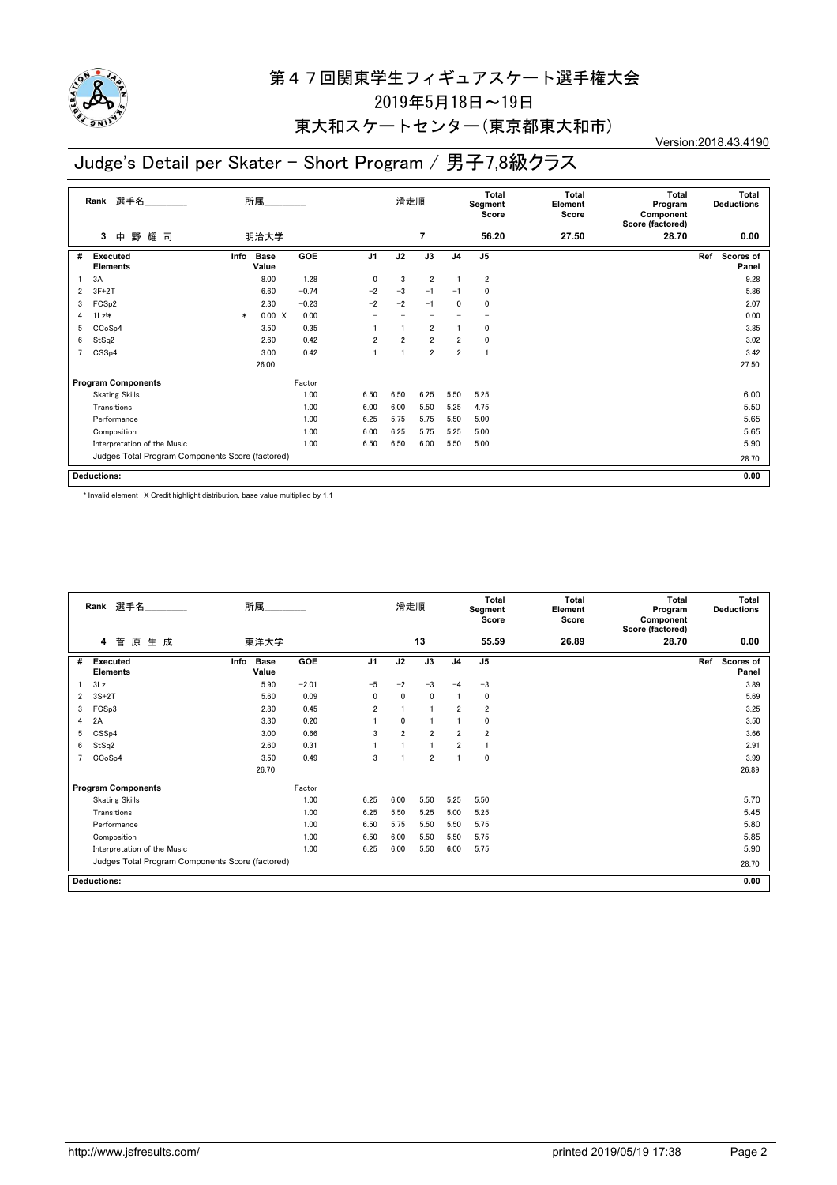# 第４７回関東学生フィギュアスケート選手権大会

2019年5月18日～19日

東大和スケートセンター（東京都東大和市）

Version:2018.43.4190

## Judge's Detail per Skater - Short Program / 男子7,8級クラス

| Rank | 選手名 | 所属 | 滑走順 | Total Segment Score | Total Element Score | Total Program Component Score (factored) | Total Deductions |
|---|---|---|---|---|---|---|---|
| 3 | 中 野 耀 司 | 明治大学 | 7 | 56.20 | 27.50 | 28.70 | 0.00 |

| # | Executed Elements | Info | Base Value | | GOE | J1 | J2 | J3 | J4 | J5 | Ref | Scores of Panel |
|---|---|---|---|---|---|---|---|---|---|---|---|---|
| 1 | 3A | | 8.00 | | 1.28 | 0 | 3 | 2 | 1 | 2 | | 9.28 |
| 2 | 3F+2T | | 6.60 | | −0.74 | −2 | −3 | −1 | −1 | 0 | | 5.86 |
| 3 | FCSp2 | | 2.30 | | −0.23 | −2 | −2 | −1 | 0 | 0 | | 2.07 |
| 4 | 1Lz!* | * | 0.00 | X | 0.00 | − | − | − | − | − | | 0.00 |
| 5 | CCoSp4 | | 3.50 | | 0.35 | 1 | 1 | 2 | 1 | 0 | | 3.85 |
| 6 | StSq2 | | 2.60 | | 0.42 | 2 | 2 | 2 | 2 | 0 | | 3.02 |
| 7 | CSSp4 | | 3.00 | | 0.42 | 1 | 1 | 2 | 2 | 1 | | 3.42 |
| | | | 26.00 | | | | | | | | | 27.50 |

| Program Components | Factor | J1 | J2 | J3 | J4 | J5 | Scores of Panel |
|---|---|---|---|---|---|---|---|
| Skating Skills | 1.00 | 6.50 | 6.50 | 6.25 | 5.50 | 5.25 | 6.00 |
| Transitions | 1.00 | 6.00 | 6.00 | 5.50 | 5.25 | 4.75 | 5.50 |
| Performance | 1.00 | 6.25 | 5.75 | 5.75 | 5.50 | 5.00 | 5.65 |
| Composition | 1.00 | 6.00 | 6.25 | 5.75 | 5.25 | 5.00 | 5.65 |
| Interpretation of the Music | 1.00 | 6.50 | 6.50 | 6.00 | 5.50 | 5.00 | 5.90 |
| Judges Total Program Components Score (factored) | | | | | | | 28.70 |

**Deductions:** 0.00

\* Invalid element X Credit highlight distribution, base value multiplied by 1.1

| Rank | 選手名 | 所属 | 滑走順 | Total Segment Score | Total Element Score | Total Program Component Score (factored) | Total Deductions |
|---|---|---|---|---|---|---|---|
| 4 | 菅 原 生 成 | 東洋大学 | 13 | 55.59 | 26.89 | 28.70 | 0.00 |

| # | Executed Elements | Info | Base Value | GOE | J1 | J2 | J3 | J4 | J5 | Ref | Scores of Panel |
|---|---|---|---|---|---|---|---|---|---|---|---|
| 1 | 3Lz | | 5.90 | −2.01 | −5 | −2 | −3 | −4 | −3 | | 3.89 |
| 2 | 3S+2T | | 5.60 | 0.09 | 0 | 0 | 0 | 1 | 0 | | 5.69 |
| 3 | FCSp3 | | 2.80 | 0.45 | 2 | 1 | 1 | 2 | 2 | | 3.25 |
| 4 | 2A | | 3.30 | 0.20 | 1 | 0 | 1 | 1 | 0 | | 3.50 |
| 5 | CSSp4 | | 3.00 | 0.66 | 3 | 2 | 2 | 2 | 2 | | 3.66 |
| 6 | StSq2 | | 2.60 | 0.31 | 1 | 1 | 1 | 2 | 1 | | 2.91 |
| 7 | CCoSp4 | | 3.50 | 0.49 | 3 | 1 | 2 | 1 | 0 | | 3.99 |
| | | | 26.70 | | | | | | | | 26.89 |

| Program Components | Factor | J1 | J2 | J3 | J4 | J5 | Scores of Panel |
|---|---|---|---|---|---|---|---|
| Skating Skills | 1.00 | 6.25 | 6.00 | 5.50 | 5.25 | 5.50 | 5.70 |
| Transitions | 1.00 | 6.25 | 5.50 | 5.25 | 5.00 | 5.25 | 5.45 |
| Performance | 1.00 | 6.50 | 5.75 | 5.50 | 5.50 | 5.75 | 5.80 |
| Composition | 1.00 | 6.50 | 6.00 | 5.50 | 5.50 | 5.75 | 5.85 |
| Interpretation of the Music | 1.00 | 6.25 | 6.00 | 5.50 | 6.00 | 5.75 | 5.90 |
| Judges Total Program Components Score (factored) | | | | | | | 28.70 |

**Deductions:** 0.00

http://www.jsfresults.com/ printed 2019/05/19 17:38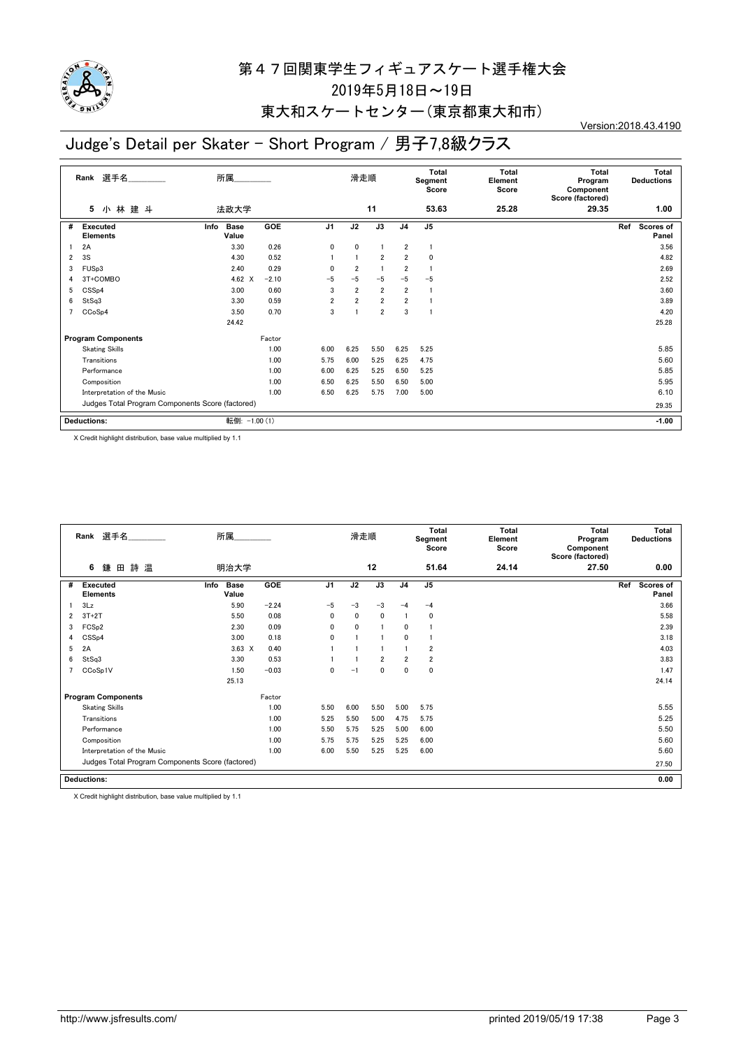# 第４７回関東学生フィギュアスケート選手権大会

2019年5月18日～19日

東大和スケートセンター（東京都東大和市）

Version:2018.43.4190

## Judge's Detail per Skater - Short Program / 男子7,8級クラス

| Rank | 選手名 | 所属 | 滑走順 | Total Segment Score | Total Element Score | Total Program Component Score (factored) | Total Deductions |
|---|---|---|---|---|---|---|---|
| 5 | 小 林 建 斗 | 法政大学 | 11 | 53.63 | 25.28 | 29.35 | 1.00 |

| # | Executed Elements | Info | Base Value | GOE | J1 | J2 | J3 | J4 | J5 | Ref | Scores of Panel |
|---|---|---|---|---|---|---|---|---|---|---|---|
| 1 | 2A | | 3.30 | 0.26 | 0 | 0 | 1 | 2 | 1 | | 3.56 |
| 2 | 3S | | 4.30 | 0.52 | 1 | 1 | 2 | 2 | 0 | | 4.82 |
| 3 | FUSp3 | | 2.40 | 0.29 | 0 | 2 | 1 | 2 | 1 | | 2.69 |
| 4 | 3T+COMBO | | 4.62 X | −2.10 | −5 | −5 | −5 | −5 | −5 | | 2.52 |
| 5 | CSSp4 | | 3.00 | 0.60 | 3 | 2 | 2 | 2 | 1 | | 3.60 |
| 6 | StSq3 | | 3.30 | 0.59 | 2 | 2 | 2 | 2 | 1 | | 3.89 |
| 7 | CCoSp4 | | 3.50 | 0.70 | 3 | 1 | 2 | 3 | 1 | | 4.20 |
| | | | 24.42 | | | | | | | | 25.28 |

| Program Components | Factor | J1 | J2 | J3 | J4 | J5 | Scores of Panel |
|---|---|---|---|---|---|---|---|
| Skating Skills | 1.00 | 6.00 | 6.25 | 5.50 | 6.25 | 5.25 | 5.85 |
| Transitions | 1.00 | 5.75 | 6.00 | 5.25 | 6.25 | 4.75 | 5.60 |
| Performance | 1.00 | 6.00 | 6.25 | 5.25 | 6.50 | 5.25 | 5.85 |
| Composition | 1.00 | 6.50 | 6.25 | 5.50 | 6.50 | 5.00 | 5.95 |
| Interpretation of the Music | 1.00 | 6.50 | 6.25 | 5.75 | 7.00 | 5.00 | 6.10 |
| Judges Total Program Components Score (factored) | | | | | | | 29.35 |

| Deductions: | 転倒: −1.00 (1) | −1.00 |
|---|---|---|

X Credit highlight distribution, base value multiplied by 1.1

| Rank | 選手名 | 所属 | 滑走順 | Total Segment Score | Total Element Score | Total Program Component Score (factored) | Total Deductions |
|---|---|---|---|---|---|---|---|
| 6 | 鎌 田 詩 温 | 明治大学 | 12 | 51.64 | 24.14 | 27.50 | 0.00 |

| # | Executed Elements | Info | Base Value | GOE | J1 | J2 | J3 | J4 | J5 | Ref | Scores of Panel |
|---|---|---|---|---|---|---|---|---|---|---|---|
| 1 | 3Lz | | 5.90 | −2.24 | −5 | −3 | −3 | −4 | −4 | | 3.66 |
| 2 | 3T+2T | | 5.50 | 0.08 | 0 | 0 | 0 | 1 | 0 | | 5.58 |
| 3 | FCSp2 | | 2.30 | 0.09 | 0 | 0 | 1 | 0 | 1 | | 2.39 |
| 4 | CSSp4 | | 3.00 | 0.18 | 0 | 1 | 1 | 0 | 1 | | 3.18 |
| 5 | 2A | | 3.63 X | 0.40 | 1 | 1 | 1 | 1 | 2 | | 4.03 |
| 6 | StSq3 | | 3.30 | 0.53 | 1 | 1 | 2 | 2 | 2 | | 3.83 |
| 7 | CCoSp1V | | 1.50 | −0.03 | 0 | −1 | 0 | 0 | 0 | | 1.47 |
| | | | 25.13 | | | | | | | | 24.14 |

| Program Components | Factor | J1 | J2 | J3 | J4 | J5 | Scores of Panel |
|---|---|---|---|---|---|---|---|
| Skating Skills | 1.00 | 5.50 | 6.00 | 5.50 | 5.00 | 5.75 | 5.55 |
| Transitions | 1.00 | 5.25 | 5.50 | 5.00 | 4.75 | 5.75 | 5.25 |
| Performance | 1.00 | 5.50 | 5.75 | 5.25 | 5.00 | 6.00 | 5.50 |
| Composition | 1.00 | 5.75 | 5.75 | 5.25 | 5.25 | 6.00 | 5.60 |
| Interpretation of the Music | 1.00 | 6.00 | 5.50 | 5.25 | 5.25 | 6.00 | 5.60 |
| Judges Total Program Components Score (factored) | | | | | | | 27.50 |

| Deductions: | | 0.00 |
|---|---|---|

X Credit highlight distribution, base value multiplied by 1.1

http://www.jsfresults.com/ printed 2019/05/19 17:38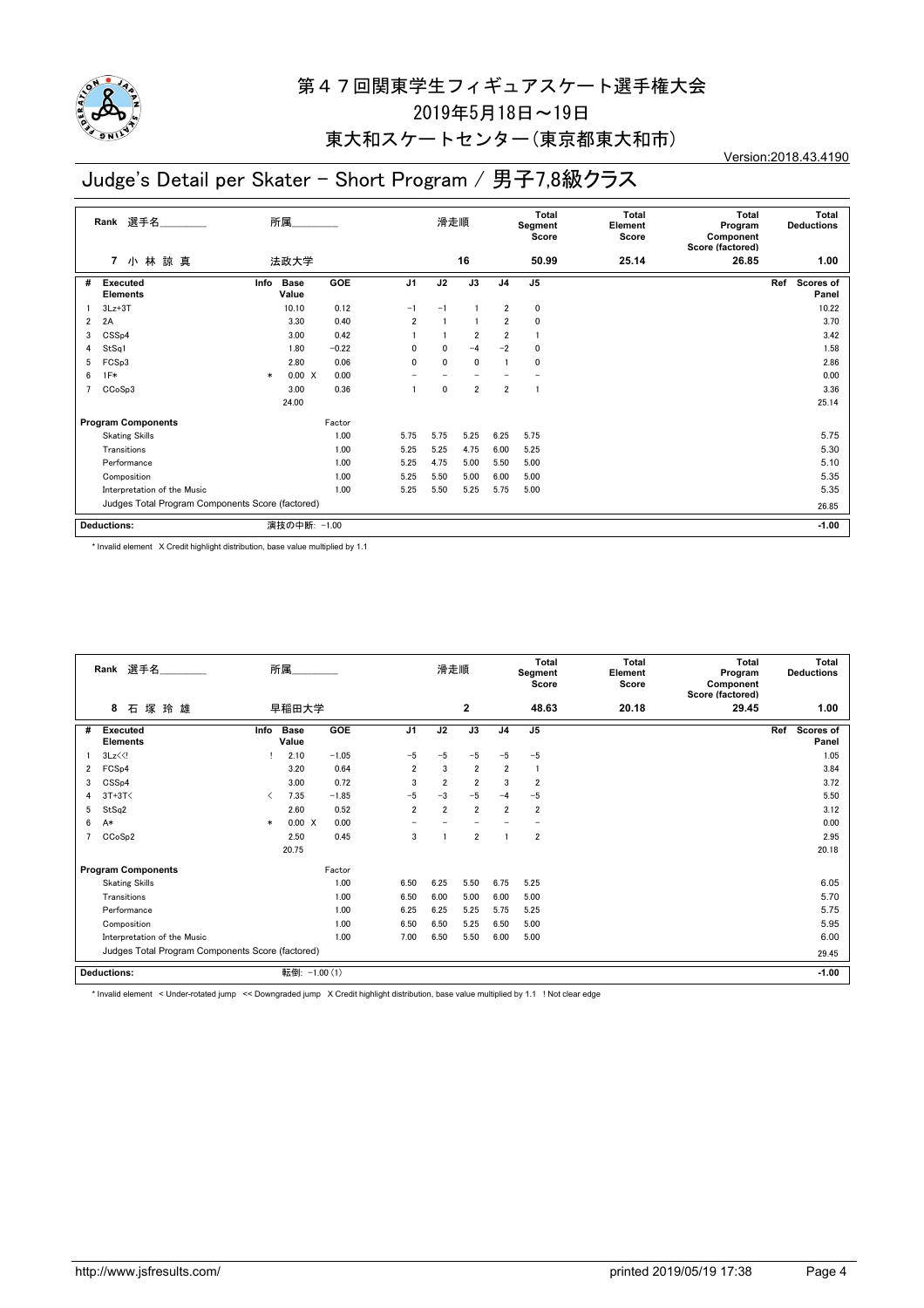# 第４７回関東学生フィギュアスケート選手権大会

2019年5月18日～19日

東大和スケートセンター(東京都東大和市)

Version:2018.43.4190

## Judge's Detail per Skater - Short Program / 男子7,8級クラス

| Rank | 選手名 | 所属 | 滑走順 | Total Segment Score | Total Element Score | Total Program Component Score (factored) | Total Deductions |
|---|---|---|---|---|---|---|---|
| 7 | 小 林 諒 真 | 法政大学 | 16 | 50.99 | 25.14 | 26.85 | 1.00 |

| # | Executed Elements | Info | Base Value | GOE | J1 | J2 | J3 | J4 | J5 | Ref | Scores of Panel |
|---|---|---|---|---|---|---|---|---|---|---|---|
| 1 | 3Lz+3T | | 10.10 | 0.12 | −1 | −1 | 1 | 2 | 0 | | 10.22 |
| 2 | 2A | | 3.30 | 0.40 | 2 | 1 | 1 | 2 | 0 | | 3.70 |
| 3 | CSSp4 | | 3.00 | 0.42 | 1 | 1 | 2 | 2 | 1 | | 3.42 |
| 4 | StSq1 | | 1.80 | −0.22 | 0 | 0 | −4 | −2 | 0 | | 1.58 |
| 5 | FCSp3 | | 2.80 | 0.06 | 0 | 0 | 0 | 1 | 0 | | 2.86 |
| 6 | 1F* | * | 0.00 X | 0.00 | − | − | − | − | − | | 0.00 |
| 7 | CCoSp3 | | 3.00 | 0.36 | 1 | 0 | 2 | 2 | 1 | | 3.36 |
| | | | 24.00 | | | | | | | | 25.14 |

| Program Components | Factor | J1 | J2 | J3 | J4 | J5 | Scores of Panel |
|---|---|---|---|---|---|---|---|
| Skating Skills | 1.00 | 5.75 | 5.75 | 5.25 | 6.25 | 5.75 | 5.75 |
| Transitions | 1.00 | 5.25 | 5.25 | 4.75 | 6.00 | 5.25 | 5.30 |
| Performance | 1.00 | 5.25 | 4.75 | 5.00 | 5.50 | 5.00 | 5.10 |
| Composition | 1.00 | 5.25 | 5.50 | 5.00 | 6.00 | 5.00 | 5.35 |
| Interpretation of the Music | 1.00 | 5.25 | 5.50 | 5.25 | 5.75 | 5.00 | 5.35 |
| Judges Total Program Components Score (factored) | | | | | | | 26.85 |

| Deductions: | 演技の中断: −1.00 | −1.00 |
|---|---|---|

\* Invalid element X Credit highlight distribution, base value multiplied by 1.1

| Rank | 選手名 | 所属 | 滑走順 | Total Segment Score | Total Element Score | Total Program Component Score (factored) | Total Deductions |
|---|---|---|---|---|---|---|---|
| 8 | 石 塚 玲 雄 | 早稲田大学 | 2 | 48.63 | 20.18 | 29.45 | 1.00 |

| # | Executed Elements | Info | Base Value | GOE | J1 | J2 | J3 | J4 | J5 | Ref | Scores of Panel |
|---|---|---|---|---|---|---|---|---|---|---|---|
| 1 | 3Lz<<! | ! | 2.10 | −1.05 | −5 | −5 | −5 | −5 | −5 | | 1.05 |
| 2 | FCSp4 | | 3.20 | 0.64 | 2 | 3 | 2 | 2 | 1 | | 3.84 |
| 3 | CSSp4 | | 3.00 | 0.72 | 3 | 2 | 2 | 3 | 2 | | 3.72 |
| 4 | 3T+3T< | < | 7.35 | −1.85 | −5 | −3 | −5 | −4 | −5 | | 5.50 |
| 5 | StSq2 | | 2.60 | 0.52 | 2 | 2 | 2 | 2 | 2 | | 3.12 |
| 6 | A* | * | 0.00 X | 0.00 | − | − | − | − | − | | 0.00 |
| 7 | CCoSp2 | | 2.50 | 0.45 | 3 | 1 | 2 | 1 | 2 | | 2.95 |
| | | | 20.75 | | | | | | | | 20.18 |

| Program Components | Factor | J1 | J2 | J3 | J4 | J5 | Scores of Panel |
|---|---|---|---|---|---|---|---|
| Skating Skills | 1.00 | 6.50 | 6.25 | 5.50 | 6.75 | 5.25 | 6.05 |
| Transitions | 1.00 | 6.50 | 6.00 | 5.00 | 6.00 | 5.00 | 5.70 |
| Performance | 1.00 | 6.25 | 6.25 | 5.25 | 5.75 | 5.25 | 5.75 |
| Composition | 1.00 | 6.50 | 6.50 | 5.25 | 6.50 | 5.00 | 5.95 |
| Interpretation of the Music | 1.00 | 7.00 | 6.50 | 5.50 | 6.00 | 5.00 | 6.00 |
| Judges Total Program Components Score (factored) | | | | | | | 29.45 |

| Deductions: | 転倒: −1.00 (1) | −1.00 |
|---|---|---|

\* Invalid element < Under-rotated jump << Downgraded jump X Credit highlight distribution, base value multiplied by 1.1 ! Not clear edge

http://www.jsfresults.com/ printed 2019/05/19 17:38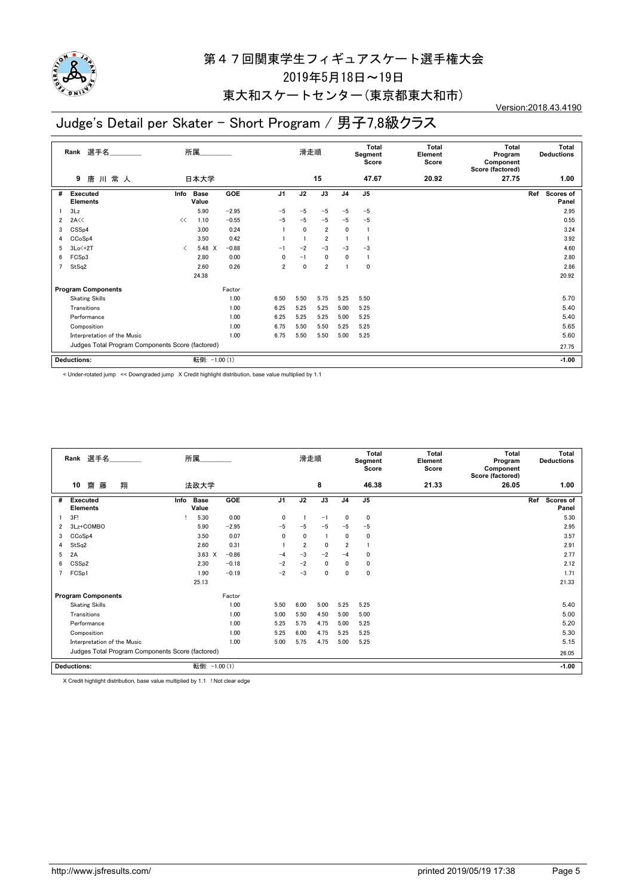# 第４７回関東学生フィギュアスケート選手権大会

2019年5月18日～19日

東大和スケートセンター（東京都東大和市）

Version:2018.43.4190

## Judge's Detail per Skater - Short Program / 男子7,8級クラス

| Rank | 選手名 | 所属 | 滑走順 | Total Segment Score | Total Element Score | Total Program Component Score (factored) | Total Deductions |
|---|---|---|---|---|---|---|---|
| 9 | 唐 川 常 人 | 日本大学 | 15 | 47.67 | 20.92 | 27.75 | 1.00 |

| # | Executed Elements | Info | Base Value | | GOE | J1 | J2 | J3 | J4 | J5 | Ref | Scores of Panel |
|---|---|---|---|---|---|---|---|---|---|---|---|---|
| 1 | 3Lz | | 5.90 | | −2.95 | −5 | −5 | −5 | −5 | −5 | | 2.95 |
| 2 | 2A<< | << | 1.10 | | −0.55 | −5 | −5 | −5 | −5 | −5 | | 0.55 |
| 3 | CSSp4 | | 3.00 | | 0.24 | 1 | 0 | 2 | 0 | 1 | | 3.24 |
| 4 | CCoSp4 | | 3.50 | | 0.42 | 1 | 1 | 2 | 1 | 1 | | 3.92 |
| 5 | 3Lo<+2T | < | 5.48 | X | −0.88 | −1 | −2 | −3 | −3 | −3 | | 4.60 |
| 6 | FCSp3 | | 2.80 | | 0.00 | 0 | −1 | 0 | 0 | 1 | | 2.80 |
| 7 | StSq2 | | 2.60 | | 0.26 | 2 | 0 | 2 | 1 | 0 | | 2.86 |
| | | | 24.38 | | | | | | | | | 20.92 |

| Program Components | Factor | J1 | J2 | J3 | J4 | J5 | Scores of Panel |
|---|---|---|---|---|---|---|---|
| Skating Skills | 1.00 | 6.50 | 5.50 | 5.75 | 5.25 | 5.50 | 5.70 |
| Transitions | 1.00 | 6.25 | 5.25 | 5.25 | 5.00 | 5.25 | 5.40 |
| Performance | 1.00 | 6.25 | 5.25 | 5.25 | 5.00 | 5.25 | 5.40 |
| Composition | 1.00 | 6.75 | 5.50 | 5.50 | 5.25 | 5.25 | 5.65 |
| Interpretation of the Music | 1.00 | 6.75 | 5.50 | 5.50 | 5.00 | 5.25 | 5.60 |
| Judges Total Program Components Score (factored) | | | | | | | 27.75 |

| Deductions: | 転倒: −1.00 (1) | −1.00 |
|---|---|---|

< Under-rotated jump << Downgraded jump X Credit highlight distribution, base value multiplied by 1.1

| Rank | 選手名 | 所属 | 滑走順 | Total Segment Score | Total Element Score | Total Program Component Score (factored) | Total Deductions |
|---|---|---|---|---|---|---|---|
| 10 | 齋 藤 翔 | 法政大学 | 8 | 46.38 | 21.33 | 26.05 | 1.00 |

| # | Executed Elements | Info | Base Value | | GOE | J1 | J2 | J3 | J4 | J5 | Ref | Scores of Panel |
|---|---|---|---|---|---|---|---|---|---|---|---|---|
| 1 | 3F! | ! | 5.30 | | 0.00 | 0 | 1 | −1 | 0 | 0 | | 5.30 |
| 2 | 3Lz+COMBO | | 5.90 | | −2.95 | −5 | −5 | −5 | −5 | −5 | | 2.95 |
| 3 | CCoSp4 | | 3.50 | | 0.07 | 0 | 0 | 1 | 0 | 0 | | 3.57 |
| 4 | StSq2 | | 2.60 | | 0.31 | 1 | 2 | 0 | 2 | 1 | | 2.91 |
| 5 | 2A | | 3.63 | X | −0.86 | −4 | −3 | −2 | −4 | 0 | | 2.77 |
| 6 | CSSp2 | | 2.30 | | −0.18 | −2 | −2 | 0 | 0 | 0 | | 2.12 |
| 7 | FCSp1 | | 1.90 | | −0.19 | −2 | −3 | 0 | 0 | 0 | | 1.71 |
| | | | 25.13 | | | | | | | | | 21.33 |

| Program Components | Factor | J1 | J2 | J3 | J4 | J5 | Scores of Panel |
|---|---|---|---|---|---|---|---|
| Skating Skills | 1.00 | 5.50 | 6.00 | 5.00 | 5.25 | 5.25 | 5.40 |
| Transitions | 1.00 | 5.00 | 5.50 | 4.50 | 5.00 | 5.00 | 5.00 |
| Performance | 1.00 | 5.25 | 5.75 | 4.75 | 5.00 | 5.25 | 5.20 |
| Composition | 1.00 | 5.25 | 6.00 | 4.75 | 5.25 | 5.25 | 5.30 |
| Interpretation of the Music | 1.00 | 5.00 | 5.75 | 4.75 | 5.00 | 5.25 | 5.15 |
| Judges Total Program Components Score (factored) | | | | | | | 26.05 |

| Deductions: | 転倒: −1.00 (1) | −1.00 |
|---|---|---|

X Credit highlight distribution, base value multiplied by 1.1 ! Not clear edge

http://www.jsfresults.com/ printed 2019/05/19 17:38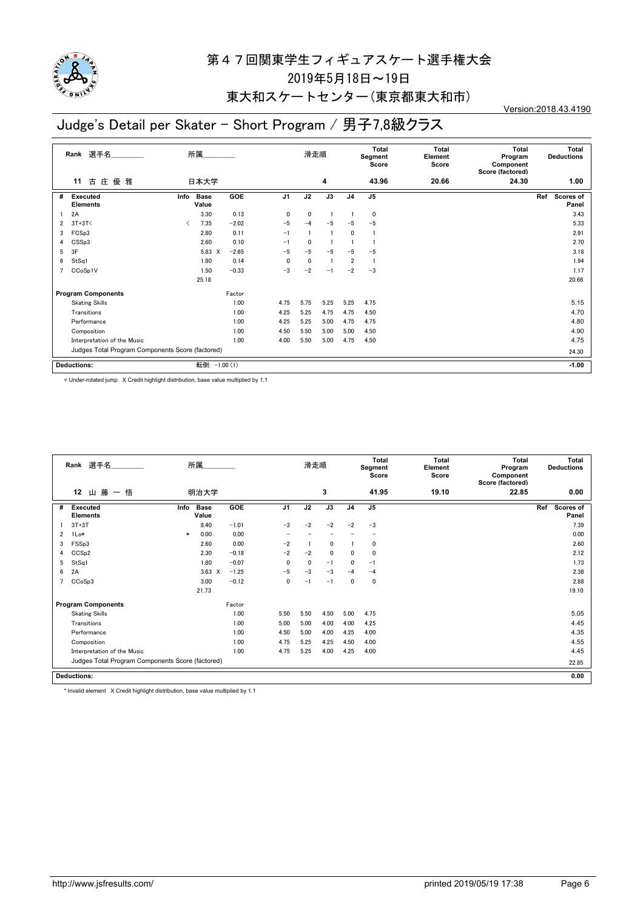# 第４７回関東学生フィギュアスケート選手権大会

2019年5月18日～19日

東大和スケートセンター（東京都東大和市）

Version:2018.43.4190

## Judge's Detail per Skater - Short Program / 男子7,8級クラス

| Rank | 選手名 | 所属 | 滑走順 | Total Segment Score | Total Element Score | Total Program Component Score (factored) | Total Deductions |
|---|---|---|---|---|---|---|---|
| 11 | 古 庄 優 雅 | 日本大学 | 4 | 43.96 | 20.66 | 24.30 | 1.00 |

| # | Executed Elements | Info | Base Value | GOE | J1 | J2 | J3 | J4 | J5 | Ref | Scores of Panel |
|---|---|---|---|---|---|---|---|---|---|---|---|
| 1 | 2A | | 3.30 | 0.13 | 0 | 0 | 1 | 1 | 0 | | 3.43 |
| 2 | 3T+3T< | < | 7.35 | −2.02 | −5 | −4 | −5 | −5 | −5 | | 5.33 |
| 3 | FCSp3 | | 2.80 | 0.11 | −1 | 1 | 1 | 0 | 1 | | 2.91 |
| 4 | CSSp3 | | 2.60 | 0.10 | −1 | 0 | 1 | 1 | 1 | | 2.70 |
| 5 | 3F | | 5.83 X | −2.65 | −5 | −5 | −5 | −5 | −5 | | 3.18 |
| 6 | StSq1 | | 1.80 | 0.14 | 0 | 0 | 1 | 2 | 1 | | 1.94 |
| 7 | CCoSp1V | | 1.50 | −0.33 | −3 | −2 | −1 | −2 | −3 | | 1.17 |
| | | | 25.18 | | | | | | | | 20.66 |

| Program Components | Factor | J1 | J2 | J3 | J4 | J5 | Scores of Panel |
|---|---|---|---|---|---|---|---|
| Skating Skills | 1.00 | 4.75 | 5.75 | 5.25 | 5.25 | 4.75 | 5.15 |
| Transitions | 1.00 | 4.25 | 5.25 | 4.75 | 4.75 | 4.50 | 4.70 |
| Performance | 1.00 | 4.25 | 5.25 | 5.00 | 4.75 | 4.75 | 4.80 |
| Composition | 1.00 | 4.50 | 5.50 | 5.00 | 5.00 | 4.50 | 4.90 |
| Interpretation of the Music | 1.00 | 4.00 | 5.50 | 5.00 | 4.75 | 4.50 | 4.75 |
| Judges Total Program Components Score (factored) | | | | | | | 24.30 |

Deductions: 転倒: −1.00 (1) **−1.00**

< Under-rotated jump X Credit highlight distribution, base value multiplied by 1.1

| Rank | 選手名 | 所属 | 滑走順 | Total Segment Score | Total Element Score | Total Program Component Score (factored) | Total Deductions |
|---|---|---|---|---|---|---|---|
| 12 | 山 藤 一 悟 | 明治大学 | 3 | 41.95 | 19.10 | 22.85 | 0.00 |

| # | Executed Elements | Info | Base Value | GOE | J1 | J2 | J3 | J4 | J5 | Ref | Scores of Panel |
|---|---|---|---|---|---|---|---|---|---|---|---|
| 1 | 3T+3T | | 8.40 | −1.01 | −3 | −2 | −2 | −2 | −3 | | 7.39 |
| 2 | 1Lo* | * | 0.00 | 0.00 | − | − | − | − | − | | 0.00 |
| 3 | FSSp3 | | 2.60 | 0.00 | −2 | 1 | 0 | 1 | 0 | | 2.60 |
| 4 | CCSp2 | | 2.30 | −0.18 | −2 | −2 | 0 | 0 | 0 | | 2.12 |
| 5 | StSq1 | | 1.80 | −0.07 | 0 | 0 | −1 | 0 | −1 | | 1.73 |
| 6 | 2A | | 3.63 X | −1.25 | −5 | −3 | −3 | −4 | −4 | | 2.38 |
| 7 | CCoSp3 | | 3.00 | −0.12 | 0 | −1 | −1 | 0 | 0 | | 2.88 |
| | | | 21.73 | | | | | | | | 19.10 |

| Program Components | Factor | J1 | J2 | J3 | J4 | J5 | Scores of Panel |
|---|---|---|---|---|---|---|---|
| Skating Skills | 1.00 | 5.50 | 5.50 | 4.50 | 5.00 | 4.75 | 5.05 |
| Transitions | 1.00 | 5.00 | 5.00 | 4.00 | 4.00 | 4.25 | 4.45 |
| Performance | 1.00 | 4.50 | 5.00 | 4.00 | 4.25 | 4.00 | 4.35 |
| Composition | 1.00 | 4.75 | 5.25 | 4.25 | 4.50 | 4.00 | 4.55 |
| Interpretation of the Music | 1.00 | 4.75 | 5.25 | 4.00 | 4.25 | 4.00 | 4.45 |
| Judges Total Program Components Score (factored) | | | | | | | 22.85 |

Deductions: **0.00**

* Invalid element X Credit highlight distribution, base value multiplied by 1.1

http://www.jsfresults.com/ printed 2019/05/19 17:38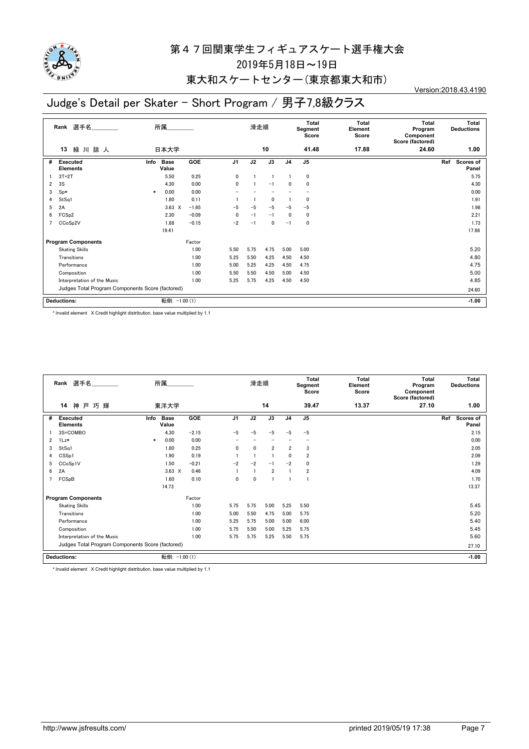# 第４７回関東学生フィギュアスケート選手権大会

2019年5月18日～19日

東大和スケートセンター(東京都東大和市)

Version:2018.43.4190

## Judge's Detail per Skater - Short Program / 男子7,8級クラス

| Rank | 選手名 | 所属 | 滑走順 | Total Segment Score | Total Element Score | Total Program Component Score (factored) | Total Deductions |
|---|---|---|---|---|---|---|---|
| 13 | 緑 川 諒 人 | 日本大学 | 10 | 41.48 | 17.88 | 24.60 | 1.00 |

| # | Executed Elements | Info | Base Value | GOE | J1 | J2 | J3 | J4 | J5 | Ref | Scores of Panel |
|---|---|---|---|---|---|---|---|---|---|---|---|
| 1 | 3T+2T | | 5.50 | 0.25 | 0 | 1 | 1 | 1 | 0 | | 5.75 |
| 2 | 3S | | 4.30 | 0.00 | 0 | 1 | −1 | 0 | 0 | | 4.30 |
| 3 | Sp* | * | 0.00 | 0.00 | − | − | − | − | − | | 0.00 |
| 4 | StSq1 | | 1.80 | 0.11 | 1 | 1 | 0 | 1 | 0 | | 1.91 |
| 5 | 2A | | 3.63 X | −1.65 | −5 | −5 | −5 | −5 | −5 | | 1.98 |
| 6 | FCSp2 | | 2.30 | −0.09 | 0 | −1 | −1 | 0 | 0 | | 2.21 |
| 7 | CCoSp2V | | 1.88 | −0.15 | −2 | −1 | 0 | −1 | 0 | | 1.73 |
| | | | 19.41 | | | | | | | | 17.88 |

| Program Components | Factor | J1 | J2 | J3 | J4 | J5 | Scores of Panel |
|---|---|---|---|---|---|---|---|
| Skating Skills | 1.00 | 5.50 | 5.75 | 4.75 | 5.00 | 5.00 | 5.20 |
| Transitions | 1.00 | 5.25 | 5.50 | 4.25 | 4.50 | 4.50 | 4.80 |
| Performance | 1.00 | 5.00 | 5.25 | 4.25 | 4.50 | 4.75 | 4.75 |
| Composition | 1.00 | 5.50 | 5.50 | 4.50 | 5.00 | 4.50 | 5.00 |
| Interpretation of the Music | 1.00 | 5.25 | 5.75 | 4.25 | 4.50 | 4.50 | 4.85 |
| Judges Total Program Components Score (factored) | | | | | | | 24.60 |

| Deductions: | 転倒: −1.00 (1) | -1.00 |
|---|---|---|

\* Invalid element X Credit highlight distribution, base value multiplied by 1.1

| Rank | 選手名 | 所属 | 滑走順 | Total Segment Score | Total Element Score | Total Program Component Score (factored) | Total Deductions |
|---|---|---|---|---|---|---|---|
| 14 | 神 戸 巧 輝 | 東洋大学 | 14 | 39.47 | 13.37 | 27.10 | 1.00 |

| # | Executed Elements | Info | Base Value | GOE | J1 | J2 | J3 | J4 | J5 | Ref | Scores of Panel |
|---|---|---|---|---|---|---|---|---|---|---|---|
| 1 | 3S+COMBO | | 4.30 | −2.15 | −5 | −5 | −5 | −5 | −5 | | 2.15 |
| 2 | 1Lz* | * | 0.00 | 0.00 | − | − | − | − | − | | 0.00 |
| 3 | StSq1 | | 1.80 | 0.25 | 0 | 0 | 2 | 2 | 3 | | 2.05 |
| 4 | CSSp1 | | 1.90 | 0.19 | 1 | 1 | 1 | 0 | 2 | | 2.09 |
| 5 | CCoSp1V | | 1.50 | −0.21 | −2 | −2 | −1 | −2 | 0 | | 1.29 |
| 6 | 2A | | 3.63 X | 0.46 | 1 | 1 | 2 | 1 | 2 | | 4.09 |
| 7 | FCSpB | | 1.60 | 0.10 | 0 | 0 | 1 | 1 | 1 | | 1.70 |
| | | | 14.73 | | | | | | | | 13.37 |

| Program Components | Factor | J1 | J2 | J3 | J4 | J5 | Scores of Panel |
|---|---|---|---|---|---|---|---|
| Skating Skills | 1.00 | 5.75 | 5.75 | 5.00 | 5.25 | 5.50 | 5.45 |
| Transitions | 1.00 | 5.00 | 5.50 | 4.75 | 5.00 | 5.75 | 5.20 |
| Performance | 1.00 | 5.25 | 5.75 | 5.00 | 5.00 | 6.00 | 5.40 |
| Composition | 1.00 | 5.75 | 5.50 | 5.00 | 5.25 | 5.75 | 5.45 |
| Interpretation of the Music | 1.00 | 5.75 | 5.75 | 5.25 | 5.50 | 5.75 | 5.60 |
| Judges Total Program Components Score (factored) | | | | | | | 27.10 |

| Deductions: | 転倒: −1.00 (1) | -1.00 |
|---|---|---|

\* Invalid element X Credit highlight distribution, base value multiplied by 1.1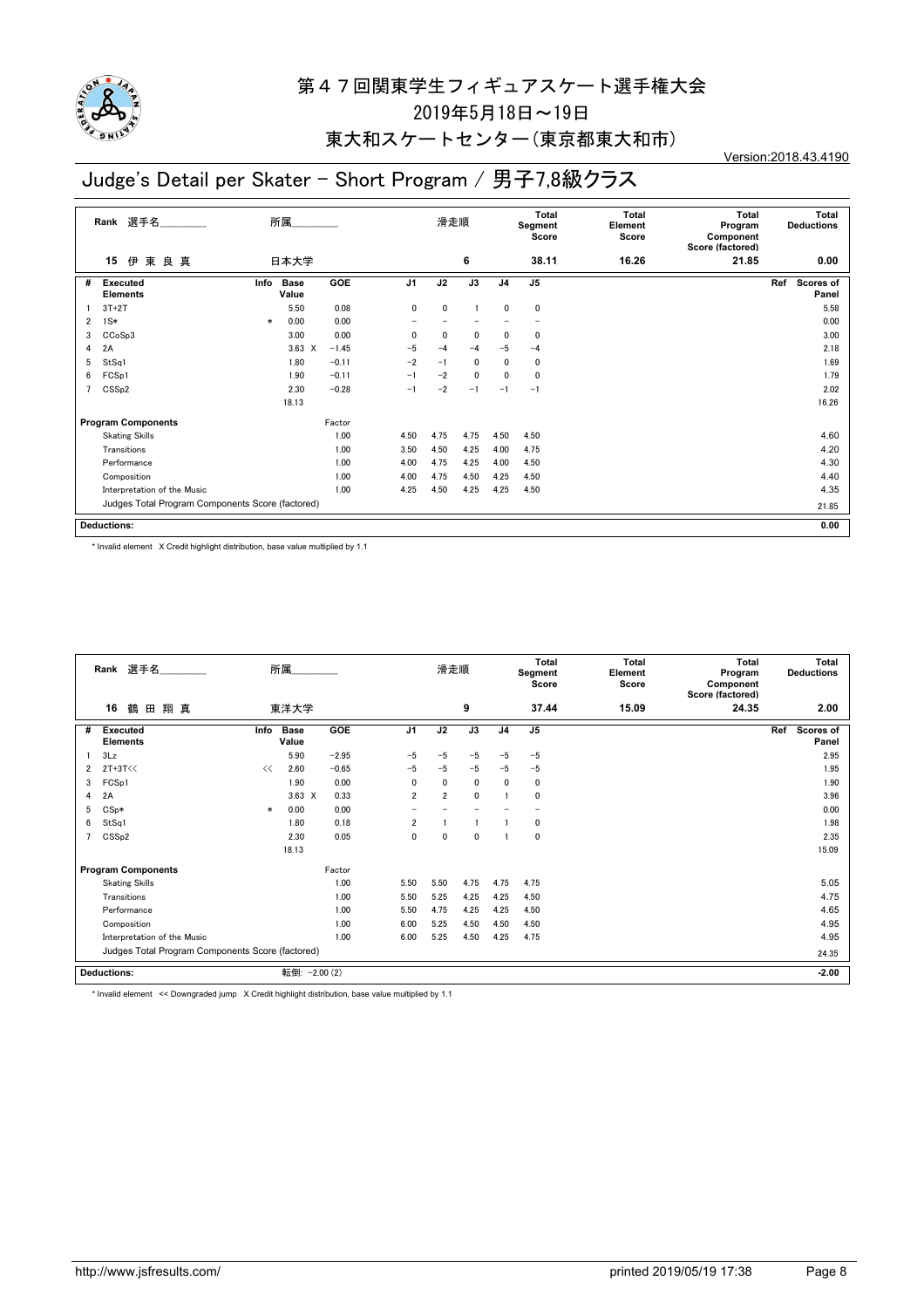# 第４７回関東学生フィギュアスケート選手権大会

2019年5月18日～19日

東大和スケートセンター(東京都東大和市)

Version:2018.43.4190

## Judge's Detail per Skater - Short Program / 男子7,8級クラス

| Rank | 選手名 | 所属 | 滑走順 | Total Segment Score | Total Element Score | Total Program Component Score (factored) | Total Deductions |
|---|---|---|---|---|---|---|---|
| 15 | 伊東良真 | 日本大学 | 6 | 38.11 | 16.26 | 21.85 | 0.00 |

| # | Executed Elements | Info | Base Value | | GOE | J1 | J2 | J3 | J4 | J5 | Ref | Scores of Panel |
|---|---|---|---|---|---|---|---|---|---|---|---|---|
| 1 | 3T+2T | | 5.50 | | 0.08 | 0 | 0 | 1 | 0 | 0 | | 5.58 |
| 2 | 1S* | * | 0.00 | | 0.00 | – | – | – | – | – | | 0.00 |
| 3 | CCoSp3 | | 3.00 | | 0.00 | 0 | 0 | 0 | 0 | 0 | | 3.00 |
| 4 | 2A | | 3.63 | X | −1.45 | −5 | −4 | −4 | −5 | −4 | | 2.18 |
| 5 | StSq1 | | 1.80 | | −0.11 | −2 | −1 | 0 | 0 | 0 | | 1.69 |
| 6 | FCSp1 | | 1.90 | | −0.11 | −1 | −2 | 0 | 0 | 0 | | 1.79 |
| 7 | CSSp2 | | 2.30 | | −0.28 | −1 | −2 | −1 | −1 | −1 | | 2.02 |
| | | | 18.13 | | | | | | | | | 16.26 |
| | **Program Components** | | | | Factor | | | | | | | |
| | Skating Skills | | | | 1.00 | 4.50 | 4.75 | 4.75 | 4.50 | 4.50 | | 4.60 |
| | Transitions | | | | 1.00 | 3.50 | 4.50 | 4.25 | 4.00 | 4.75 | | 4.20 |
| | Performance | | | | 1.00 | 4.00 | 4.75 | 4.25 | 4.00 | 4.50 | | 4.30 |
| | Composition | | | | 1.00 | 4.00 | 4.75 | 4.50 | 4.25 | 4.50 | | 4.40 |
| | Interpretation of the Music | | | | 1.00 | 4.25 | 4.50 | 4.25 | 4.25 | 4.50 | | 4.35 |
| | Judges Total Program Components Score (factored) | | | | | | | | | | | 21.85 |
| | **Deductions:** | | | | | | | | | | | 0.00 |

\* Invalid element X Credit highlight distribution, base value multiplied by 1.1

| Rank | 選手名 | 所属 | 滑走順 | Total Segment Score | Total Element Score | Total Program Component Score (factored) | Total Deductions |
|---|---|---|---|---|---|---|---|
| 16 | 鶴田翔真 | 東洋大学 | 9 | 37.44 | 15.09 | 24.35 | 2.00 |

| # | Executed Elements | Info | Base Value | | GOE | J1 | J2 | J3 | J4 | J5 | Ref | Scores of Panel |
|---|---|---|---|---|---|---|---|---|---|---|---|---|
| 1 | 3Lz | | 5.90 | | −2.95 | −5 | −5 | −5 | −5 | −5 | | 2.95 |
| 2 | 2T+3T<< | << | 2.60 | | −0.65 | −5 | −5 | −5 | −5 | −5 | | 1.95 |
| 3 | FCSp1 | | 1.90 | | 0.00 | 0 | 0 | 0 | 0 | 0 | | 1.90 |
| 4 | 2A | | 3.63 | X | 0.33 | 2 | 2 | 0 | 1 | 0 | | 3.96 |
| 5 | CSp* | * | 0.00 | | 0.00 | – | – | – | – | – | | 0.00 |
| 6 | StSq1 | | 1.80 | | 0.18 | 2 | 1 | 1 | 1 | 0 | | 1.98 |
| 7 | CSSp2 | | 2.30 | | 0.05 | 0 | 0 | 0 | 1 | 0 | | 2.35 |
| | | | 18.13 | | | | | | | | | 15.09 |
| | **Program Components** | | | | Factor | | | | | | | |
| | Skating Skills | | | | 1.00 | 5.50 | 5.50 | 4.75 | 4.75 | 4.75 | | 5.05 |
| | Transitions | | | | 1.00 | 5.50 | 5.25 | 4.25 | 4.25 | 4.50 | | 4.75 |
| | Performance | | | | 1.00 | 5.50 | 4.75 | 4.25 | 4.25 | 4.50 | | 4.65 |
| | Composition | | | | 1.00 | 6.00 | 5.25 | 4.50 | 4.50 | 4.50 | | 4.95 |
| | Interpretation of the Music | | | | 1.00 | 6.00 | 5.25 | 4.50 | 4.25 | 4.75 | | 4.95 |
| | Judges Total Program Components Score (factored) | | | | | | | | | | | 24.35 |
| | **Deductions:** | | 転倒: −2.00 (2) | | | | | | | | | −2.00 |

\* Invalid element << Downgraded jump X Credit highlight distribution, base value multiplied by 1.1

http://www.jsfresults.com/ printed 2019/05/19 17:38